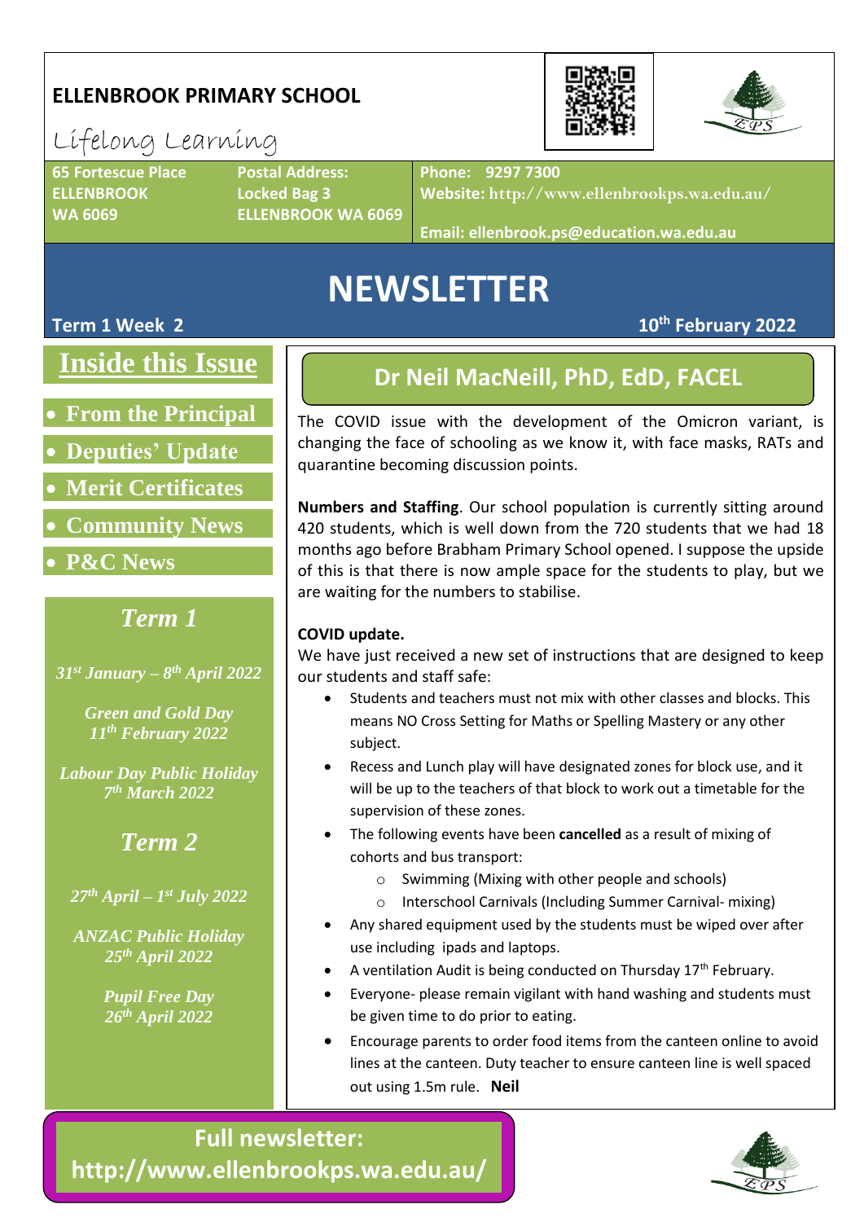# ELLENBROOK PRIMARY SCHOOL

Lifelong Learning

**65 Fortescue Place**
**ELLENBROOK**
**WA 6069**

**Postal Address:**
**Locked Bag 3**
**ELLENBROOK WA 6069**

**Phone: 9297 7300**
**Website: http://www.ellenbrookps.wa.edu.au/**

**Email: ellenbrook.ps@education.wa.edu.au**

# NEWSLETTER

**Term 1 Week 2**

**10th February 2022**

## Inside this Issue

- **From the Principal**
- **Deputies' Update**
- **Merit Certificates**
- **Community News**
- **P&C News**

### *Term 1*

*31st January – 8th April 2022*

*Green and Gold Day*
*11th February 2022*

*Labour Day Public Holiday*
*7th March 2022*

### *Term 2*

*27th April – 1st July 2022*

*ANZAC Public Holiday*
*25th April 2022*

*Pupil Free Day*
*26th April 2022*

## Dr Neil MacNeill, PhD, EdD, FACEL

The COVID issue with the development of the Omicron variant, is changing the face of schooling as we know it, with face masks, RATs and quarantine becoming discussion points.

**Numbers and Staffing**. Our school population is currently sitting around 420 students, which is well down from the 720 students that we had 18 months ago before Brabham Primary School opened. I suppose the upside of this is that there is now ample space for the students to play, but we are waiting for the numbers to stabilise.

**COVID update.**

We have just received a new set of instructions that are designed to keep our students and staff safe:

- Students and teachers must not mix with other classes and blocks. This means NO Cross Setting for Maths or Spelling Mastery or any other subject.
- Recess and Lunch play will have designated zones for block use, and it will be up to the teachers of that block to work out a timetable for the supervision of these zones.
- The following events have been **cancelled** as a result of mixing of cohorts and bus transport:
  - Swimming (Mixing with other people and schools)
  - Interschool Carnivals (Including Summer Carnival- mixing)
- Any shared equipment used by the students must be wiped over after use including ipads and laptops.
- A ventilation Audit is being conducted on Thursday 17th February.
- Everyone- please remain vigilant with hand washing and students must be given time to do prior to eating.
- Encourage parents to order food items from the canteen online to avoid lines at the canteen. Duty teacher to ensure canteen line is well spaced out using 1.5m rule. **Neil**

**Full newsletter:**
**http://www.ellenbrookps.wa.edu.au/**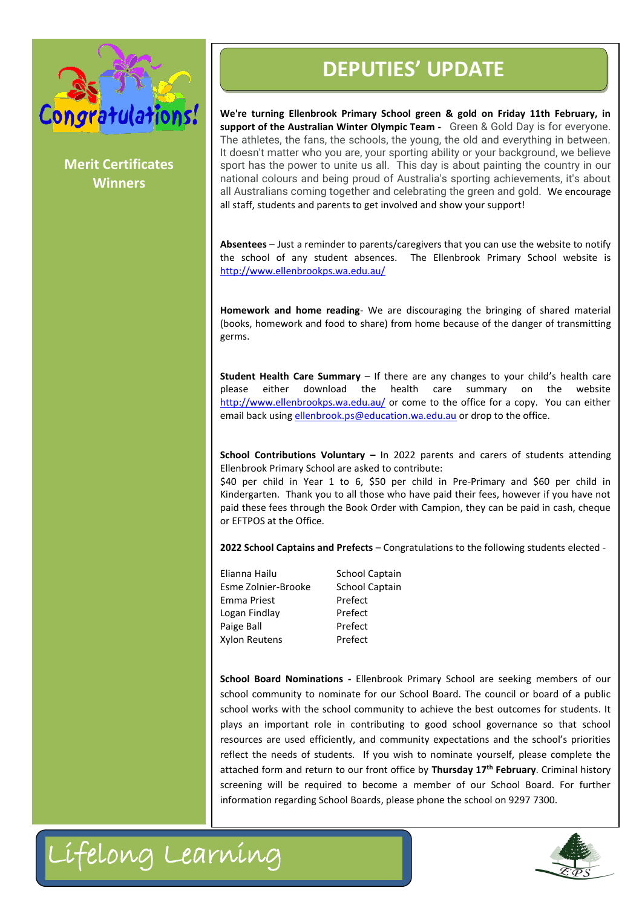Merit Certificates Winners

# DEPUTIES' UPDATE

**We're turning Ellenbrook Primary School green & gold on Friday 11th February, in support of the Australian Winter Olympic Team -** Green & Gold Day is for everyone. The athletes, the fans, the schools, the young, the old and everything in between. It doesn't matter who you are, your sporting ability or your background, we believe sport has the power to unite us all. This day is about painting the country in our national colours and being proud of Australia's sporting achievements, it's about all Australians coming together and celebrating the green and gold. We encourage all staff, students and parents to get involved and show your support!

**Absentees** – Just a reminder to parents/caregivers that you can use the website to notify the school of any student absences. The Ellenbrook Primary School website is http://www.ellenbrookps.wa.edu.au/

**Homework and home reading**- We are discouraging the bringing of shared material (books, homework and food to share) from home because of the danger of transmitting germs.

**Student Health Care Summary** – If there are any changes to your child's health care please either download the health care summary on the website http://www.ellenbrookps.wa.edu.au/ or come to the office for a copy. You can either email back using ellenbrook.ps@education.wa.edu.au or drop to the office.

**School Contributions Voluntary –** In 2022 parents and carers of students attending Ellenbrook Primary School are asked to contribute:
$40 per child in Year 1 to 6, $50 per child in Pre-Primary and $60 per child in Kindergarten. Thank you to all those who have paid their fees, however if you have not paid these fees through the Book Order with Campion, they can be paid in cash, cheque or EFTPOS at the Office.

**2022 School Captains and Prefects** – Congratulations to the following students elected -

| | |
|---|---|
| Elianna Hailu | School Captain |
| Esme Zolnier-Brooke | School Captain |
| Emma Priest | Prefect |
| Logan Findlay | Prefect |
| Paige Ball | Prefect |
| Xylon Reutens | Prefect |

**School Board Nominations -** Ellenbrook Primary School are seeking members of our school community to nominate for our School Board. The council or board of a public school works with the school community to achieve the best outcomes for students. It plays an important role in contributing to good school governance so that school resources are used efficiently, and community expectations and the school's priorities reflect the needs of students. If you wish to nominate yourself, please complete the attached form and return to our front office by **Thursday 17th February**. Criminal history screening will be required to become a member of our School Board. For further information regarding School Boards, please phone the school on 9297 7300.

Lifelong Learning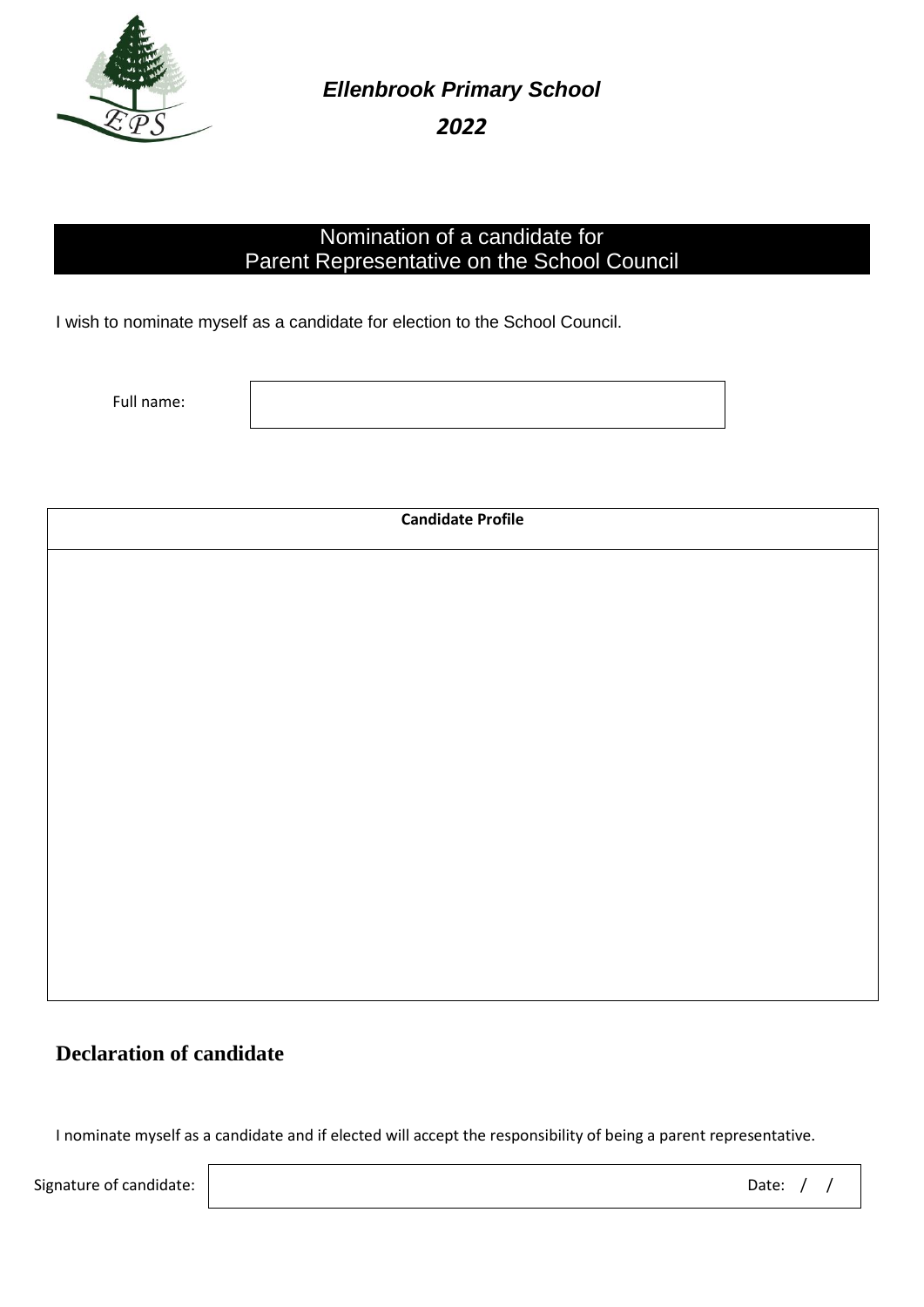***Ellenbrook Primary School***

***2022***

## Nomination of a candidate for Parent Representative on the School Council

I wish to nominate myself as a candidate for election to the School Council.

Full name:

| Candidate Profile |
| --- |
| |

## Declaration of candidate

I nominate myself as a candidate and if elected will accept the responsibility of being a parent representative.

Signature of candidate: Date: / /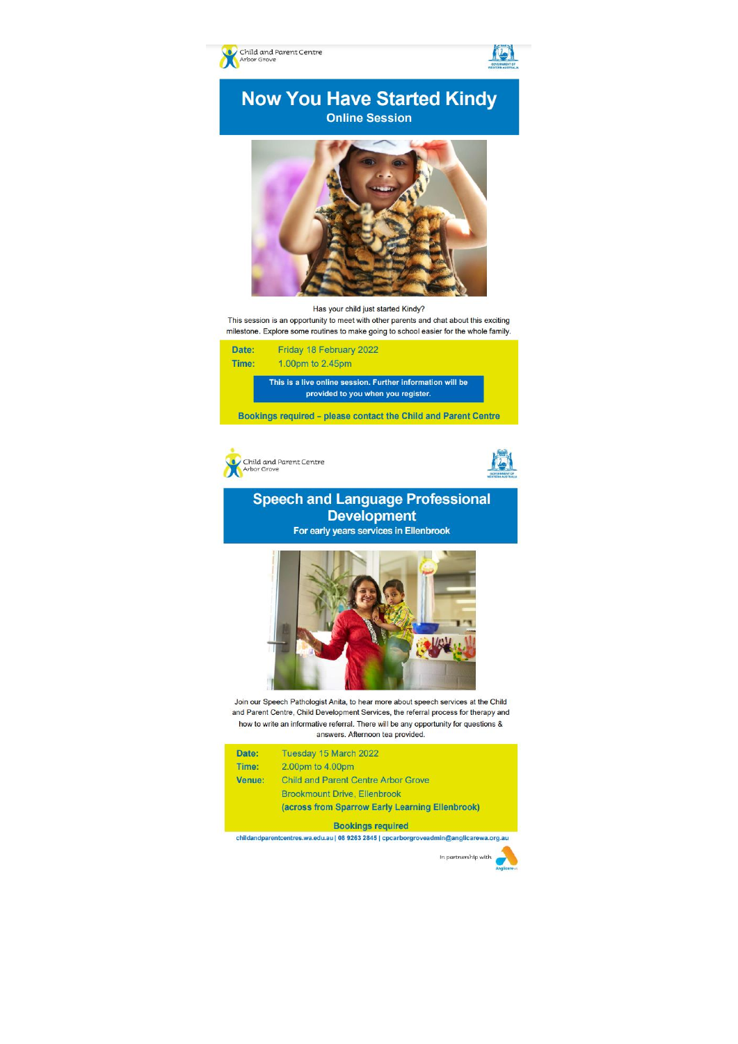Child and Parent Centre
Arbor Grove

# Now You Have Started Kindy

## Online Session

Has your child just started Kindy?

This session is an opportunity to meet with other parents and chat about this exciting milestone. Explore some routines to make going to school easier for the whole family.

**Date:** Friday 18 February 2022

**Time:** 1.00pm to 2.45pm

**This is a live online session. Further information will be provided to you when you register.**

**Bookings required – please contact the Child and Parent Centre**

Child and Parent Centre
Arbor Grove

# Speech and Language Professional Development

## For early years services in Ellenbrook

Join our Speech Pathologist Anita, to hear more about speech services at the Child and Parent Centre, Child Development Services, the referral process for therapy and how to write an informative referral. There will be any opportunity for questions & answers. Afternoon tea provided.

**Date:** Tuesday 15 March 2022

**Time:** 2.00pm to 4.00pm

**Venue:** Child and Parent Centre Arbor Grove
Brookmount Drive, Ellenbrook
**(across from Sparrow Early Learning Ellenbrook)**

**Bookings required**

childandparentcentres.wa.edu.au | 08 9263 2845 | cpcarborgroveadmin@anglicarewa.org.au

In partnership with Anglicare WA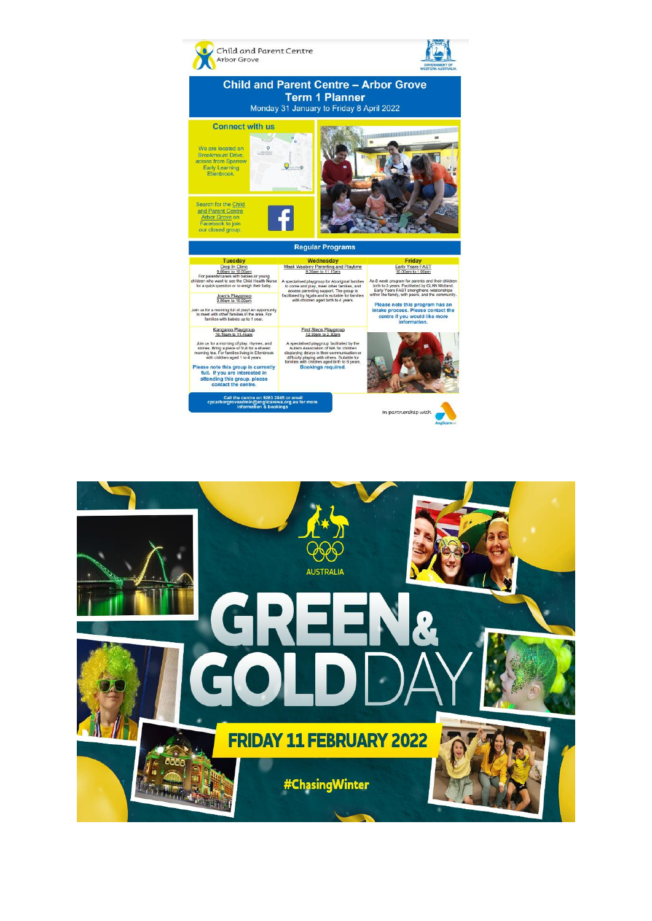Child and Parent Centre
Arbor Grove

GOVERNMENT OF WESTERN AUSTRALIA

# Child and Parent Centre – Arbor Grove
## Term 1 Planner
Monday 31 January to Friday 8 April 2022

### Connect with us

We are located on Brookmount Drive, across from Sparrow Early Learning Ellenbrook.

Search for the Child and Parent Centre Arbor Grove on Facebook to join our closed group.

### Regular Programs

| Tuesday | Wednesday | Friday |
| --- | --- | --- |
| **Drop In Clinic**<br>9.00am to 10.00am<br>For parents/carers with babies or young children who want to see the Child Health Nurse for a quick question or to weigh their baby.<br><br>**Joey's Playgroup**<br>9.00am to 10.00am<br>Join us for a morning full of play! An opportunity to meet with other families in the area. For families with babies up to 1 year. | **Maali Waabiny Parenting and Playtime**<br>9.30am to 11.15am<br>A specialised playgroup for Aboriginal families to come and play, meet other families, and access parenting support. The group is facilitated by Ngala and is suitable for families with children aged birth to 4 years. | **Early Years FAST**<br>10.00am to 1.00pm<br>An 8 week program for parents and their children birth to 5 years. Facilitated by CLAN Midland. Early Years FAST strengthens relationships within the family, with peers, and the community.<br><br>**Please note this program has an intake process. Please contact the centre if you would like more information.** |
| **Kangaroo Playgroup**<br>10.15am to 11.45am<br>Join us for a morning of play, rhymes, and stories. Bring a piece of fruit for a shared morning tea. For families living in Ellenbrook with children aged 1 to 4 years.<br><br>**Please note this group is currently full. If you are interested in attending this group, please contact the centre.** | **First Steps Playgroup**<br>12.30pm to 2.30pm<br>A specialised playgroup facilitated by the Autism Association of WA for children displaying delays in their communication or difficulty playing with others. Suitable for families with children aged birth to 6 years.<br>**Bookings required.** | |

**Call the centre on 9263 2845 or email cpcarborgroveadmin@anglicarewa.org.au for more information & bookings**

In partnership with AnglicareWA

AUSTRALIA

# GREEN & GOLD DAY

## FRIDAY 11 FEBRUARY 2022

#ChasingWinter